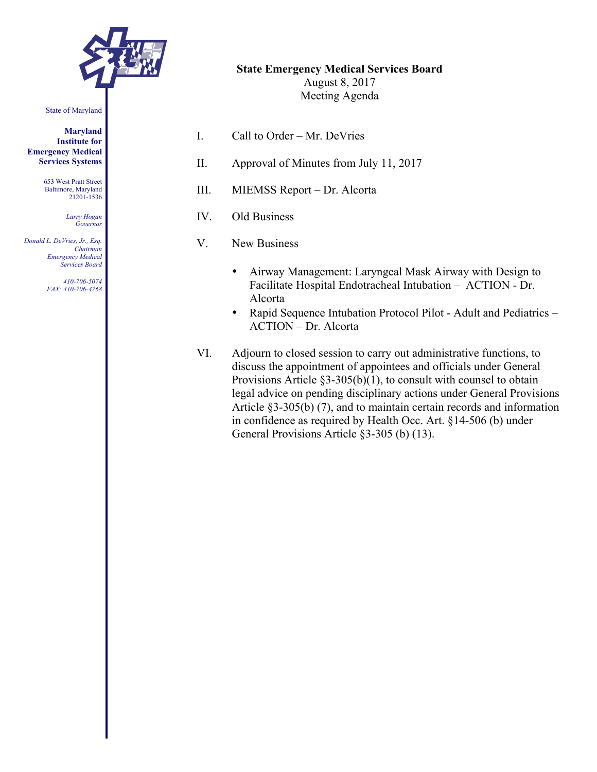State of Maryland

**Maryland Institute for Emergency Medical Services Systems**

653 West Pratt Street
Baltimore, Maryland
21201-1536

*Larry Hogan*
*Governor*

*Donald L. DeVries, Jr., Esq.*
*Chairman*
*Emergency Medical Services Board*

*410-706-5074*
*FAX: 410-706-4768*

**State Emergency Medical Services Board**
August 8, 2017
Meeting Agenda

I. Call to Order – Mr. DeVries

II. Approval of Minutes from July 11, 2017

III. MIEMSS Report – Dr. Alcorta

IV. Old Business

V. New Business

- Airway Management: Laryngeal Mask Airway with Design to Facilitate Hospital Endotracheal Intubation – ACTION - Dr. Alcorta
- Rapid Sequence Intubation Protocol Pilot - Adult and Pediatrics – ACTION – Dr. Alcorta

VI. Adjourn to closed session to carry out administrative functions, to discuss the appointment of appointees and officials under General Provisions Article §3-305(b)(1), to consult with counsel to obtain legal advice on pending disciplinary actions under General Provisions Article §3-305(b) (7), and to maintain certain records and information in confidence as required by Health Occ. Art. §14-506 (b) under General Provisions Article §3-305 (b) (13).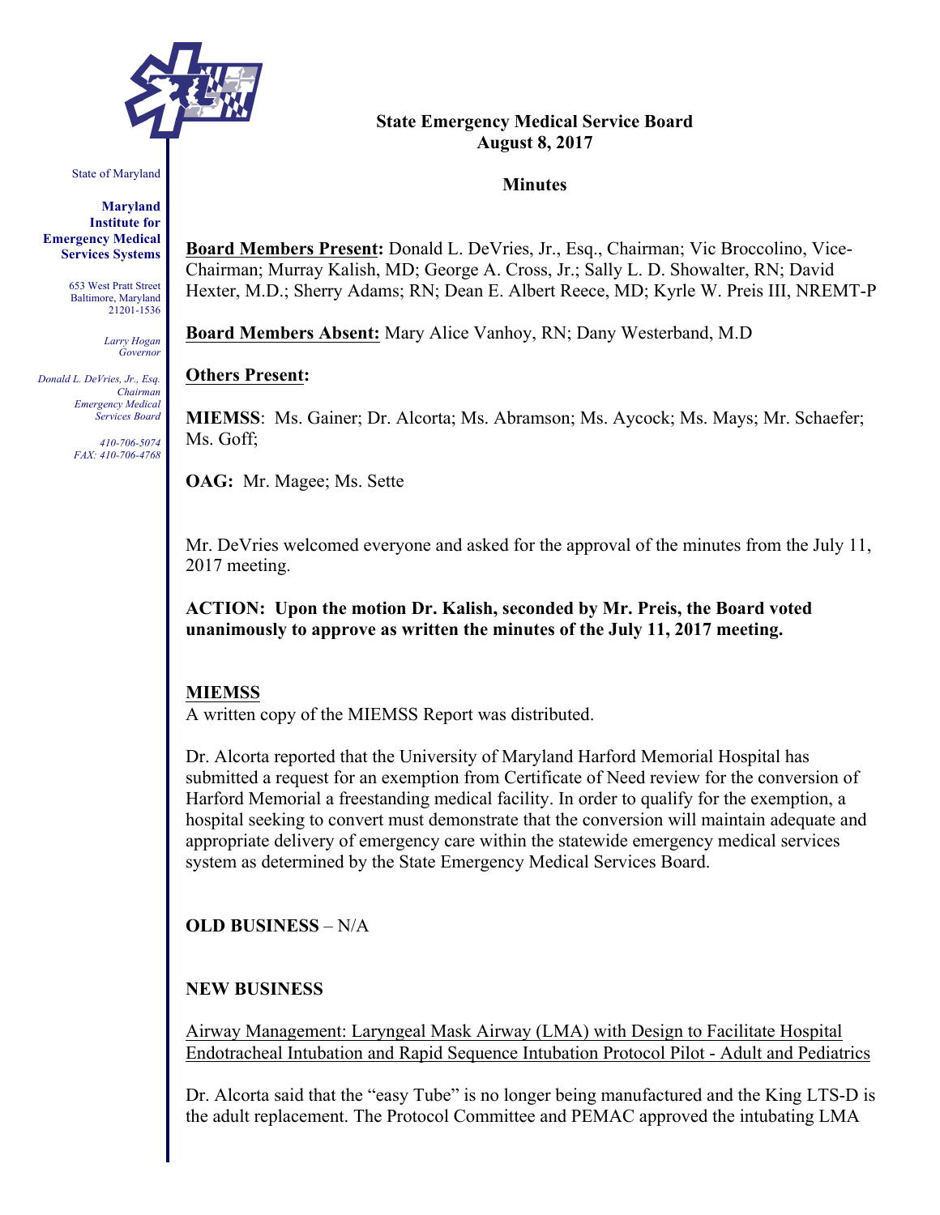# State Emergency Medical Service Board
## August 8, 2017

### Minutes

**Board Members Present:** Donald L. DeVries, Jr., Esq., Chairman; Vic Broccolino, Vice-Chairman; Murray Kalish, MD; George A. Cross, Jr.; Sally L. D. Showalter, RN; David Hexter, M.D.; Sherry Adams; RN; Dean E. Albert Reece, MD; Kyrle W. Preis III, NREMT-P

**Board Members Absent:** Mary Alice Vanhoy, RN; Dany Westerband, M.D

**Others Present:**

**MIEMSS**: Ms. Gainer; Dr. Alcorta; Ms. Abramson; Ms. Aycock; Ms. Mays; Mr. Schaefer; Ms. Goff;

**OAG:** Mr. Magee; Ms. Sette

Mr. DeVries welcomed everyone and asked for the approval of the minutes from the July 11, 2017 meeting.

**ACTION: Upon the motion Dr. Kalish, seconded by Mr. Preis, the Board voted unanimously to approve as written the minutes of the July 11, 2017 meeting.**

**MIEMSS**

A written copy of the MIEMSS Report was distributed.

Dr. Alcorta reported that the University of Maryland Harford Memorial Hospital has submitted a request for an exemption from Certificate of Need review for the conversion of Harford Memorial a freestanding medical facility. In order to qualify for the exemption, a hospital seeking to convert must demonstrate that the conversion will maintain adequate and appropriate delivery of emergency care within the statewide emergency medical services system as determined by the State Emergency Medical Services Board.

**OLD BUSINESS** – N/A

**NEW BUSINESS**

Airway Management: Laryngeal Mask Airway (LMA) with Design to Facilitate Hospital Endotracheal Intubation and Rapid Sequence Intubation Protocol Pilot - Adult and Pediatrics

Dr. Alcorta said that the "easy Tube" is no longer being manufactured and the King LTS-D is the adult replacement. The Protocol Committee and PEMAC approved the intubating LMA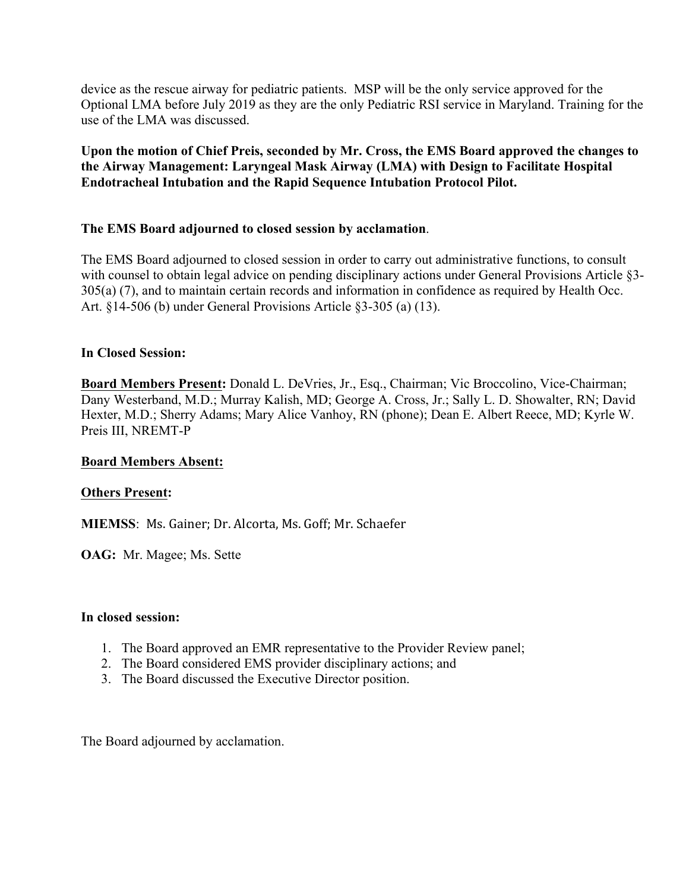device as the rescue airway for pediatric patients. MSP will be the only service approved for the Optional LMA before July 2019 as they are the only Pediatric RSI service in Maryland. Training for the use of the LMA was discussed.

**Upon the motion of Chief Preis, seconded by Mr. Cross, the EMS Board approved the changes to the Airway Management: Laryngeal Mask Airway (LMA) with Design to Facilitate Hospital Endotracheal Intubation and the Rapid Sequence Intubation Protocol Pilot.**

**The EMS Board adjourned to closed session by acclamation**.

The EMS Board adjourned to closed session in order to carry out administrative functions, to consult with counsel to obtain legal advice on pending disciplinary actions under General Provisions Article §3-305(a) (7), and to maintain certain records and information in confidence as required by Health Occ. Art. §14-506 (b) under General Provisions Article §3-305 (a) (13).

**In Closed Session:**

**Board Members Present:** Donald L. DeVries, Jr., Esq., Chairman; Vic Broccolino, Vice-Chairman; Dany Westerband, M.D.; Murray Kalish, MD; George A. Cross, Jr.; Sally L. D. Showalter, RN; David Hexter, M.D.; Sherry Adams; Mary Alice Vanhoy, RN (phone); Dean E. Albert Reece, MD; Kyrle W. Preis III, NREMT-P

**Board Members Absent:**

**Others Present:**

**MIEMSS**: Ms. Gainer; Dr. Alcorta, Ms. Goff; Mr. Schaefer

**OAG:** Mr. Magee; Ms. Sette

**In closed session:**

1. The Board approved an EMR representative to the Provider Review panel;
2. The Board considered EMS provider disciplinary actions; and
3. The Board discussed the Executive Director position.

The Board adjourned by acclamation.